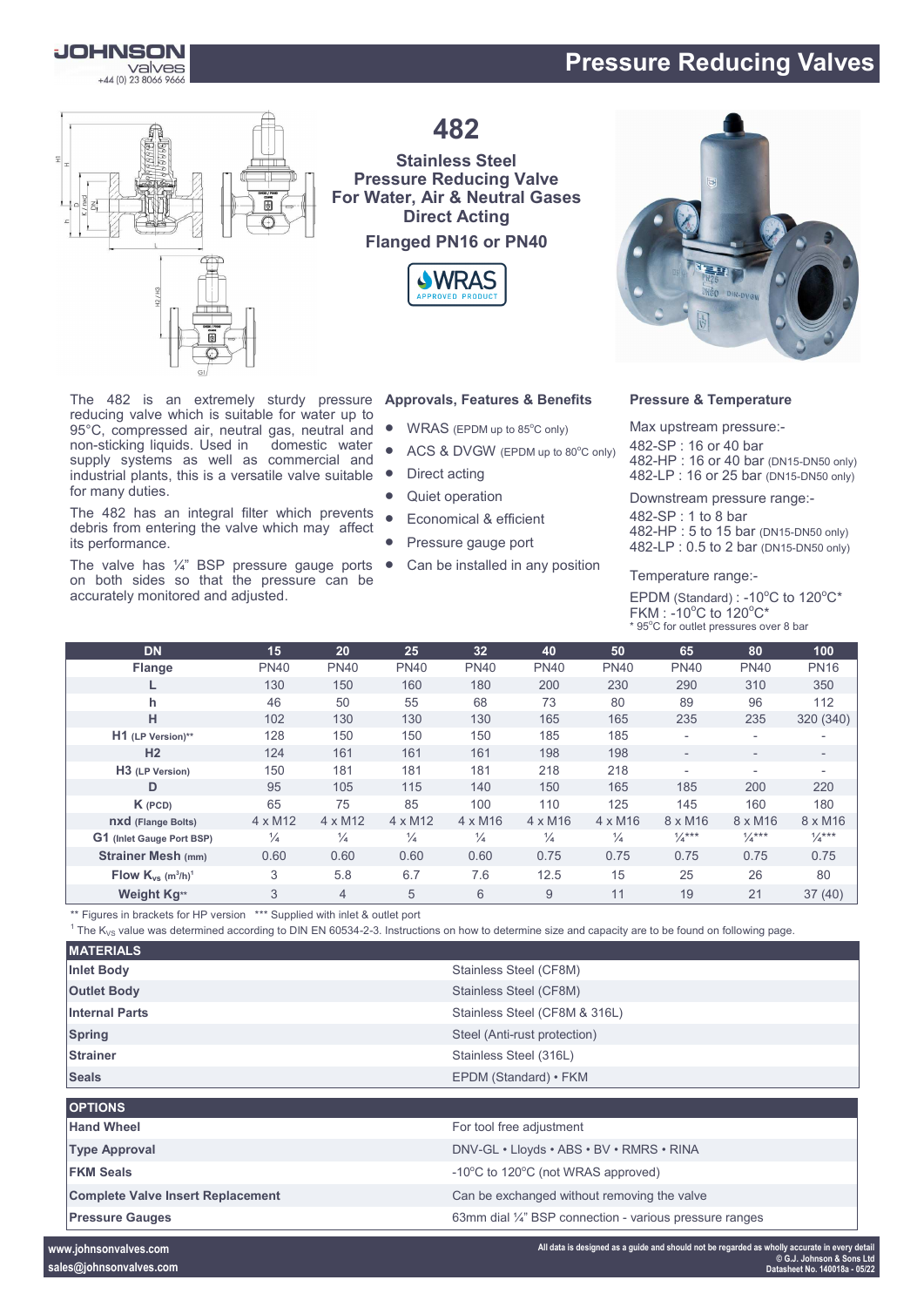# Pressure Reducing Valves

## 482

**Stainless Steel Pressure Reducing Valve For Water, Air & Neutral Gases Direct Acting**

**Flanged PN16 or PN40**

WRAS APPROVED PRODUCT

The 482 is an extremely sturdy pressure reducing valve which is suitable for water up to 95°C, compressed air, neutral gas, neutral and non-sticking liquids. Used in domestic water supply systems as well as commercial and industrial plants, this is a versatile valve suitable for many duties.

The 482 has an integral filter which prevents debris from entering the valve which may affect its performance.

The valve has ¼" BSP pressure gauge ports on both sides so that the pressure can be accurately monitored and adjusted.

### Approvals, Features & Benefits

- WRAS (EPDM up to 85°C only)
- ACS & DVGW (EPDM up to 80°C only)
- Direct acting
- Quiet operation
- Economical & efficient
- Pressure gauge port
- Can be installed in any position

### Pressure & Temperature

Max upstream pressure:-
482-SP : 16 or 40 bar
482-HP : 16 or 40 bar (DN15-DN50 only)
482-LP : 16 or 25 bar (DN15-DN50 only)

Downstream pressure range:-
482-SP : 1 to 8 bar
482-HP : 5 to 15 bar (DN15-DN50 only)
482-LP : 0.5 to 2 bar (DN15-DN50 only)

Temperature range:-
EPDM (Standard) : -10°C to 120°C*
FKM : -10°C to 120°C*
\* 95°C for outlet pressures over 8 bar

| DN | 15 | 20 | 25 | 32 | 40 | 50 | 65 | 80 | 100 |
|---|---|---|---|---|---|---|---|---|---|
| Flange | PN40 | PN40 | PN40 | PN40 | PN40 | PN40 | PN40 | PN40 | PN16 |
| L | 130 | 150 | 160 | 180 | 200 | 230 | 290 | 310 | 350 |
| h | 46 | 50 | 55 | 68 | 73 | 80 | 89 | 96 | 112 |
| H | 102 | 130 | 130 | 130 | 165 | 165 | 235 | 235 | 320 (340) |
| H1 (LP Version)** | 128 | 150 | 150 | 150 | 185 | 185 | - | - | - |
| H2 | 124 | 161 | 161 | 161 | 198 | 198 | - | - | - |
| H3 (LP Version) | 150 | 181 | 181 | 181 | 218 | 218 | - | - | - |
| D | 95 | 105 | 115 | 140 | 150 | 165 | 185 | 200 | 220 |
| K (PCD) | 65 | 75 | 85 | 100 | 110 | 125 | 145 | 160 | 180 |
| nxd (Flange Bolts) | 4 x M12 | 4 x M12 | 4 x M12 | 4 x M16 | 4 x M16 | 4 x M16 | 8 x M16 | 8 x M16 | 8 x M16 |
| G1 (Inlet Gauge Port BSP) | ¼ | ¼ | ¼ | ¼ | ¼ | ¼ | ¼*** | ¼*** | ¼*** |
| Strainer Mesh (mm) | 0.60 | 0.60 | 0.60 | 0.60 | 0.75 | 0.75 | 0.75 | 0.75 | 0.75 |
| Flow $K_{vs}$ ($m^3/h$)[1] | 3 | 5.8 | 6.7 | 7.6 | 12.5 | 15 | 25 | 26 | 80 |
| Weight Kg** | 3 | 4 | 5 | 6 | 9 | 11 | 19 | 21 | 37 (40) |

\*\* Figures in brackets for HP version \*\*\* Supplied with inlet & outlet port

[1] The $K_{VS}$ value was determined according to DIN EN 60534-2-3. Instructions on how to determine size and capacity are to be found on following page.

| MATERIALS | |
|---|---|
| Inlet Body | Stainless Steel (CF8M) |
| Outlet Body | Stainless Steel (CF8M) |
| Internal Parts | Stainless Steel (CF8M & 316L) |
| Spring | Steel (Anti-rust protection) |
| Strainer | Stainless Steel (316L) |
| Seals | EPDM (Standard) • FKM |

| OPTIONS | |
|---|---|
| Hand Wheel | For tool free adjustment |
| Type Approval | DNV-GL • Lloyds • ABS • BV • RMRS • RINA |
| FKM Seals | -10°C to 120°C (not WRAS approved) |
| Complete Valve Insert Replacement | Can be exchanged without removing the valve |
| Pressure Gauges | 63mm dial ¼" BSP connection - various pressure ranges |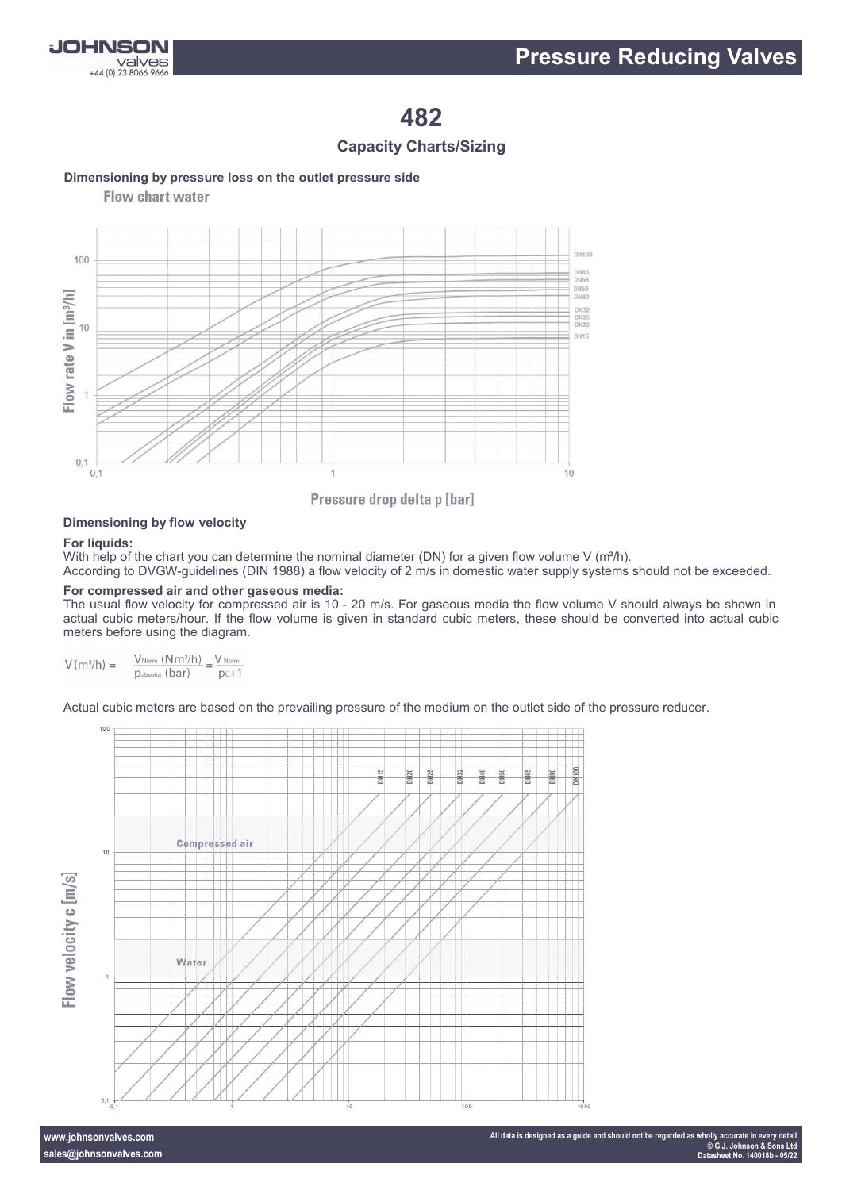# 482

## Capacity Charts/Sizing

**Dimensioning by pressure loss on the outlet pressure side**

Flow chart water

Flow rate V in [m³/h]

100
10
1
0,1

0,1
1
10

Pressure drop delta p [bar]

DN100
DN80
DN65
DN50
DN40
DN32
DN25
DN20
DN15

**Dimensioning by flow velocity**

**For liquids:**

With help of the chart you can determine the nominal diameter (DN) for a given flow volume V (m³/h).
According to DVGW-guidelines (DIN 1988) a flow velocity of 2 m/s in domestic water supply systems should not be exceeded.

**For compressed air and other gaseous media:**

The usual flow velocity for compressed air is 10 - 20 m/s. For gaseous media the flow volume V should always be shown in actual cubic meters/hour. If the flow volume is given in standard cubic meters, these should be converted into actual cubic meters before using the diagram.

$$V(m^3/h) = \frac{V_{Norm}\,(Nm^3/h)}{p_{absolut}\,(bar)} = \frac{V_{Norm}}{p_0+1}$$

Actual cubic meters are based on the prevailing pressure of the medium on the outlet side of the pressure reducer.

Flow velocity c [m/s]

100
10
1
0,1

0,1
1
10
100
1000

Compressed air

Water

DN15
DN20
DN25
DN32
DN40
DN50
DN65
DN80
DN100